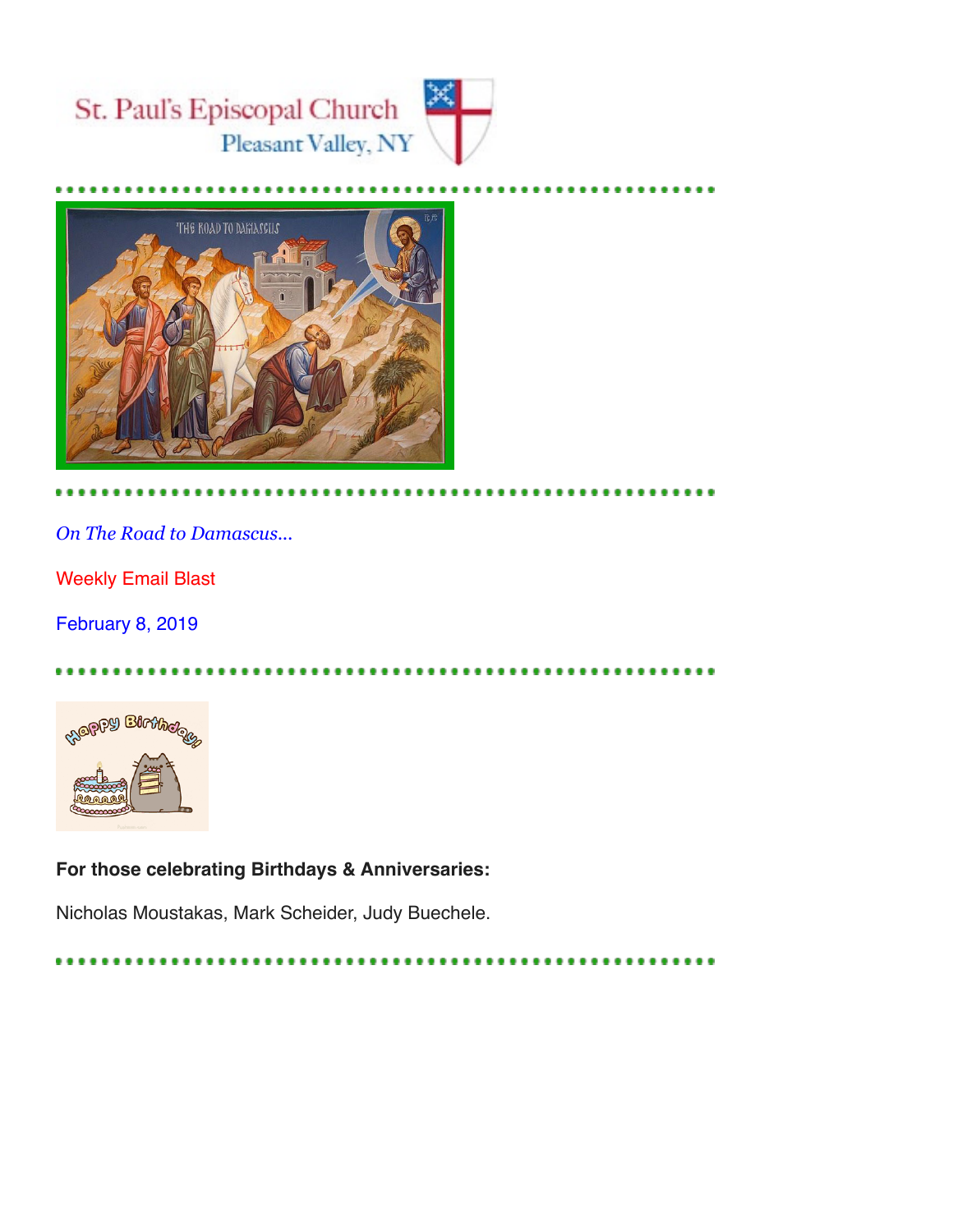St. Paul's Episcopal Church
Pleasant Valley, NY

*On The Road to Damascus...*

Weekly Email Blast

February 8, 2019

**For those celebrating Birthdays & Anniversaries:**

Nicholas Moustakas, Mark Scheider, Judy Buechele.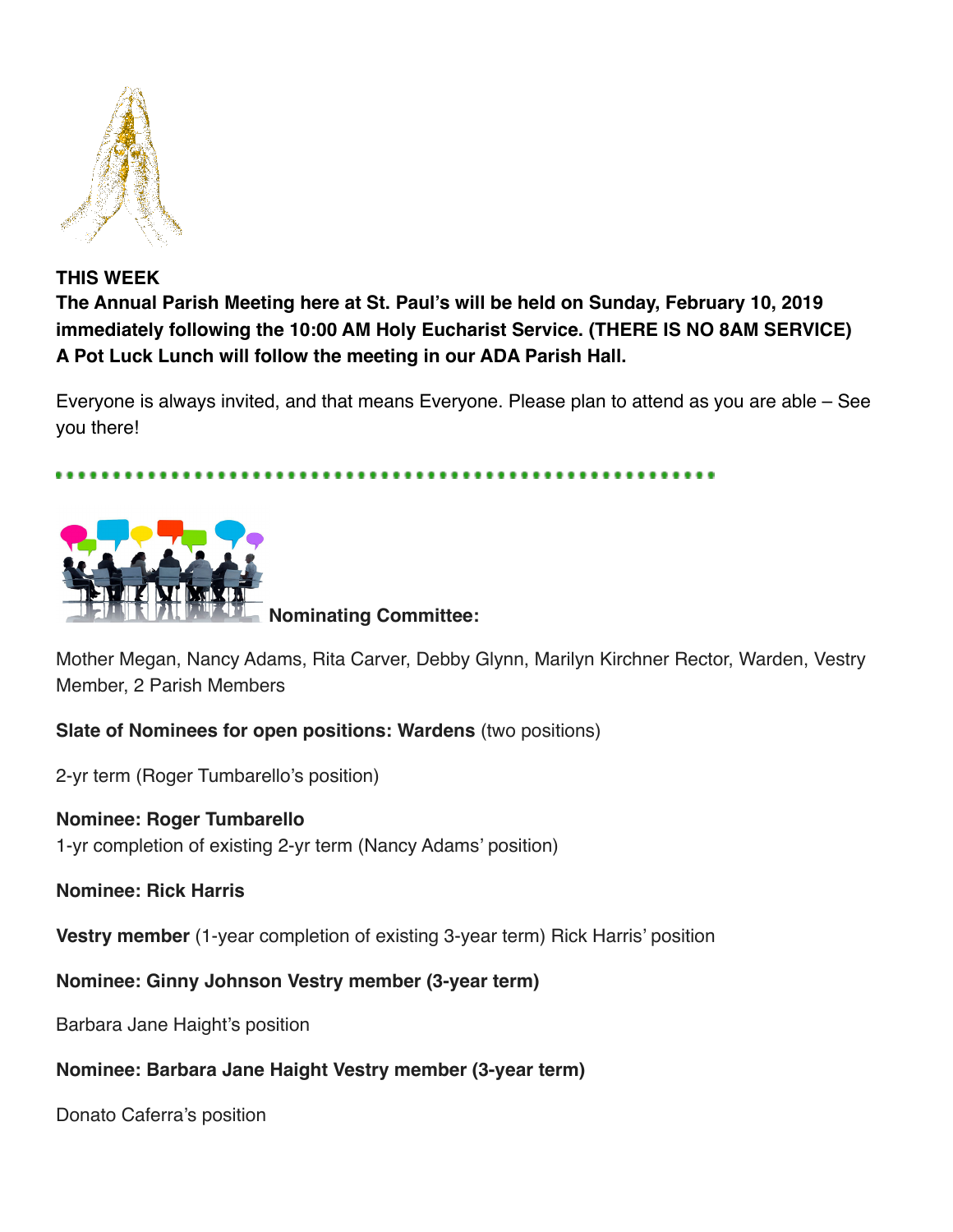**THIS WEEK**
**The Annual Parish Meeting here at St. Paul's will be held on Sunday, February 10, 2019 immediately following the 10:00 AM Holy Eucharist Service. (THERE IS NO 8AM SERVICE)**
**A Pot Luck Lunch will follow the meeting in our ADA Parish Hall.**

Everyone is always invited, and that means Everyone. Please plan to attend as you are able – See you there!

**Nominating Committee:**

Mother Megan, Nancy Adams, Rita Carver, Debby Glynn, Marilyn Kirchner Rector, Warden, Vestry Member, 2 Parish Members

**Slate of Nominees for open positions: Wardens** (two positions)

2-yr term (Roger Tumbarello's position)

**Nominee: Roger Tumbarello**
1-yr completion of existing 2-yr term (Nancy Adams' position)

**Nominee: Rick Harris**

**Vestry member** (1-year completion of existing 3-year term) Rick Harris' position

**Nominee: Ginny Johnson Vestry member (3-year term)**

Barbara Jane Haight's position

**Nominee: Barbara Jane Haight Vestry member (3-year term)**

Donato Caferra's position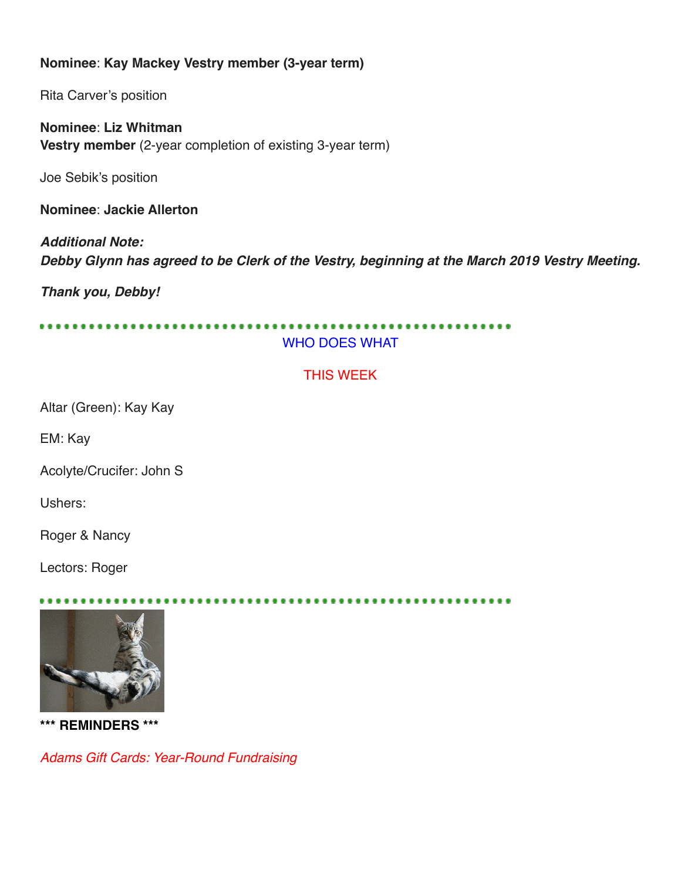**Nominee**: **Kay Mackey Vestry member (3-year term)**

Rita Carver's position

**Nominee**: **Liz Whitman**
**Vestry member** (2-year completion of existing 3-year term)

Joe Sebik's position

**Nominee**: **Jackie Allerton**

***Additional Note:***
***Debby Glynn has agreed to be Clerk of the Vestry, beginning at the March 2019 Vestry Meeting.***

***Thank you, Debby!***

---

WHO DOES WHAT

THIS WEEK

Altar (Green): Kay Kay

EM: Kay

Acolyte/Crucifer: John S

Ushers:

Roger & Nancy

Lectors: Roger

---

**\*\*\* REMINDERS \*\*\***

*Adams Gift Cards: Year-Round Fundraising*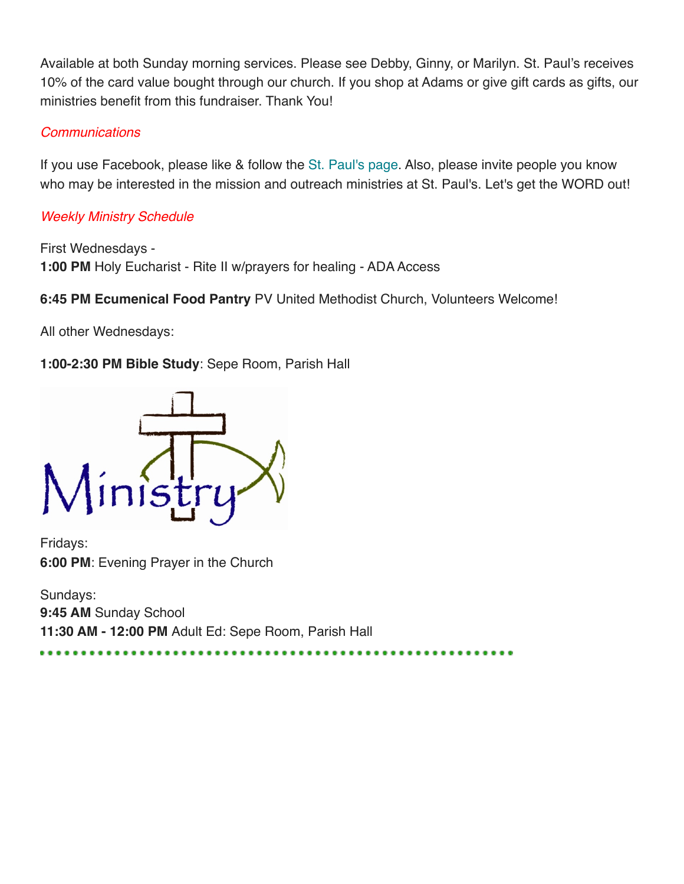Available at both Sunday morning services. Please see Debby, Ginny, or Marilyn. St. Paul's receives 10% of the card value bought through our church. If you shop at Adams or give gift cards as gifts, our ministries benefit from this fundraiser. Thank You!

*Communications*

If you use Facebook, please like & follow the St. Paul's page. Also, please invite people you know who may be interested in the mission and outreach ministries at St. Paul's. Let's get the WORD out!

*Weekly Ministry Schedule*

First Wednesdays -
**1:00 PM** Holy Eucharist - Rite II w/prayers for healing - ADA Access

**6:45 PM Ecumenical Food Pantry** PV United Methodist Church, Volunteers Welcome!

All other Wednesdays:

**1:00-2:30 PM Bible Study**: Sepe Room, Parish Hall

Ministry

Fridays:
**6:00 PM**: Evening Prayer in the Church

Sundays:
**9:45 AM** Sunday School
**11:30 AM - 12:00 PM** Adult Ed: Sepe Room, Parish Hall